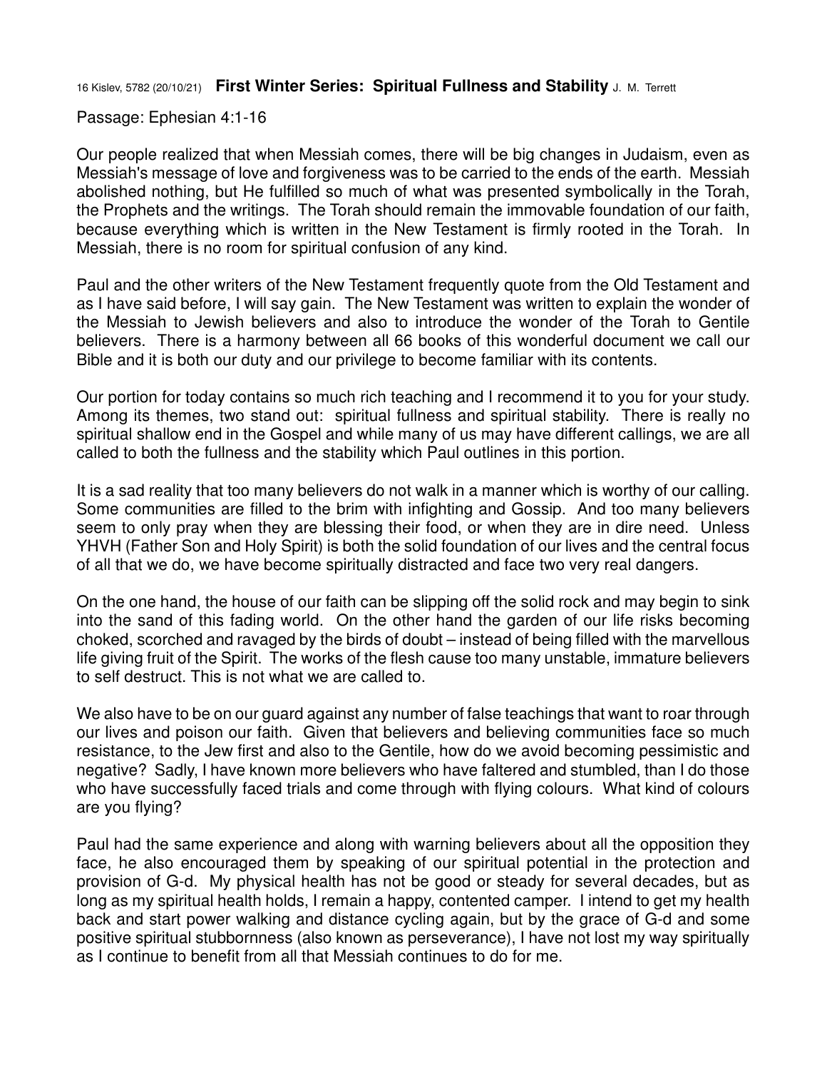16 Kislev, 5782 (20/10/21) **First Winter Series: Spiritual Fullness and Stability** J. M. Terrett

Passage: Ephesian 4:1-16

Our people realized that when Messiah comes, there will be big changes in Judaism, even as Messiah's message of love and forgiveness was to be carried to the ends of the earth. Messiah abolished nothing, but He fulfilled so much of what was presented symbolically in the Torah, the Prophets and the writings. The Torah should remain the immovable foundation of our faith, because everything which is written in the New Testament is firmly rooted in the Torah. In Messiah, there is no room for spiritual confusion of any kind.

Paul and the other writers of the New Testament frequently quote from the Old Testament and as I have said before, I will say gain. The New Testament was written to explain the wonder of the Messiah to Jewish believers and also to introduce the wonder of the Torah to Gentile believers. There is a harmony between all 66 books of this wonderful document we call our Bible and it is both our duty and our privilege to become familiar with its contents.

Our portion for today contains so much rich teaching and I recommend it to you for your study. Among its themes, two stand out: spiritual fullness and spiritual stability. There is really no spiritual shallow end in the Gospel and while many of us may have different callings, we are all called to both the fullness and the stability which Paul outlines in this portion.

It is a sad reality that too many believers do not walk in a manner which is worthy of our calling. Some communities are filled to the brim with infighting and Gossip. And too many believers seem to only pray when they are blessing their food, or when they are in dire need. Unless YHVH (Father Son and Holy Spirit) is both the solid foundation of our lives and the central focus of all that we do, we have become spiritually distracted and face two very real dangers.

On the one hand, the house of our faith can be slipping off the solid rock and may begin to sink into the sand of this fading world. On the other hand the garden of our life risks becoming choked, scorched and ravaged by the birds of doubt – instead of being filled with the marvellous life giving fruit of the Spirit. The works of the flesh cause too many unstable, immature believers to self destruct. This is not what we are called to.

We also have to be on our guard against any number of false teachings that want to roar through our lives and poison our faith. Given that believers and believing communities face so much resistance, to the Jew first and also to the Gentile, how do we avoid becoming pessimistic and negative? Sadly, I have known more believers who have faltered and stumbled, than I do those who have successfully faced trials and come through with flying colours. What kind of colours are you flying?

Paul had the same experience and along with warning believers about all the opposition they face, he also encouraged them by speaking of our spiritual potential in the protection and provision of G-d. My physical health has not be good or steady for several decades, but as long as my spiritual health holds, I remain a happy, contented camper. I intend to get my health back and start power walking and distance cycling again, but by the grace of G-d and some positive spiritual stubbornness (also known as perseverance), I have not lost my way spiritually as I continue to benefit from all that Messiah continues to do for me.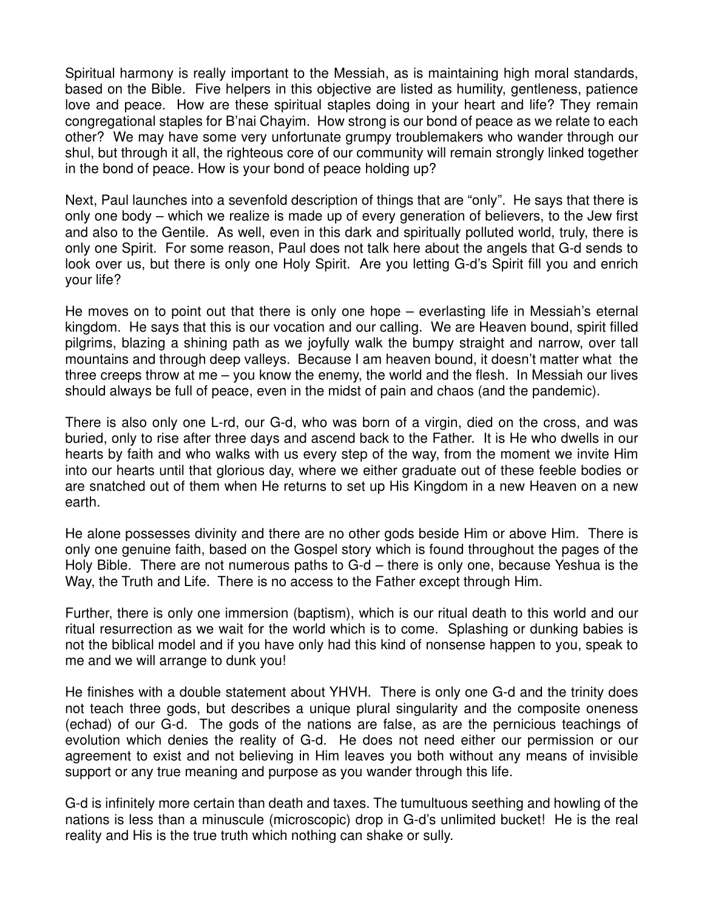Spiritual harmony is really important to the Messiah, as is maintaining high moral standards, based on the Bible. Five helpers in this objective are listed as humility, gentleness, patience love and peace. How are these spiritual staples doing in your heart and life? They remain congregational staples for B'nai Chayim. How strong is our bond of peace as we relate to each other? We may have some very unfortunate grumpy troublemakers who wander through our shul, but through it all, the righteous core of our community will remain strongly linked together in the bond of peace. How is your bond of peace holding up?

Next, Paul launches into a sevenfold description of things that are "only". He says that there is only one body – which we realize is made up of every generation of believers, to the Jew first and also to the Gentile. As well, even in this dark and spiritually polluted world, truly, there is only one Spirit. For some reason, Paul does not talk here about the angels that G-d sends to look over us, but there is only one Holy Spirit. Are you letting G-d's Spirit fill you and enrich your life?

He moves on to point out that there is only one hope – everlasting life in Messiah's eternal kingdom. He says that this is our vocation and our calling. We are Heaven bound, spirit filled pilgrims, blazing a shining path as we joyfully walk the bumpy straight and narrow, over tall mountains and through deep valleys. Because I am heaven bound, it doesn't matter what the three creeps throw at me – you know the enemy, the world and the flesh. In Messiah our lives should always be full of peace, even in the midst of pain and chaos (and the pandemic).

There is also only one L-rd, our G-d, who was born of a virgin, died on the cross, and was buried, only to rise after three days and ascend back to the Father. It is He who dwells in our hearts by faith and who walks with us every step of the way, from the moment we invite Him into our hearts until that glorious day, where we either graduate out of these feeble bodies or are snatched out of them when He returns to set up His Kingdom in a new Heaven on a new earth.

He alone possesses divinity and there are no other gods beside Him or above Him. There is only one genuine faith, based on the Gospel story which is found throughout the pages of the Holy Bible. There are not numerous paths to G-d – there is only one, because Yeshua is the Way, the Truth and Life. There is no access to the Father except through Him.

Further, there is only one immersion (baptism), which is our ritual death to this world and our ritual resurrection as we wait for the world which is to come. Splashing or dunking babies is not the biblical model and if you have only had this kind of nonsense happen to you, speak to me and we will arrange to dunk you!

He finishes with a double statement about YHVH. There is only one G-d and the trinity does not teach three gods, but describes a unique plural singularity and the composite oneness (echad) of our G-d. The gods of the nations are false, as are the pernicious teachings of evolution which denies the reality of G-d. He does not need either our permission or our agreement to exist and not believing in Him leaves you both without any means of invisible support or any true meaning and purpose as you wander through this life.

G-d is infinitely more certain than death and taxes. The tumultuous seething and howling of the nations is less than a minuscule (microscopic) drop in G-d's unlimited bucket! He is the real reality and His is the true truth which nothing can shake or sully.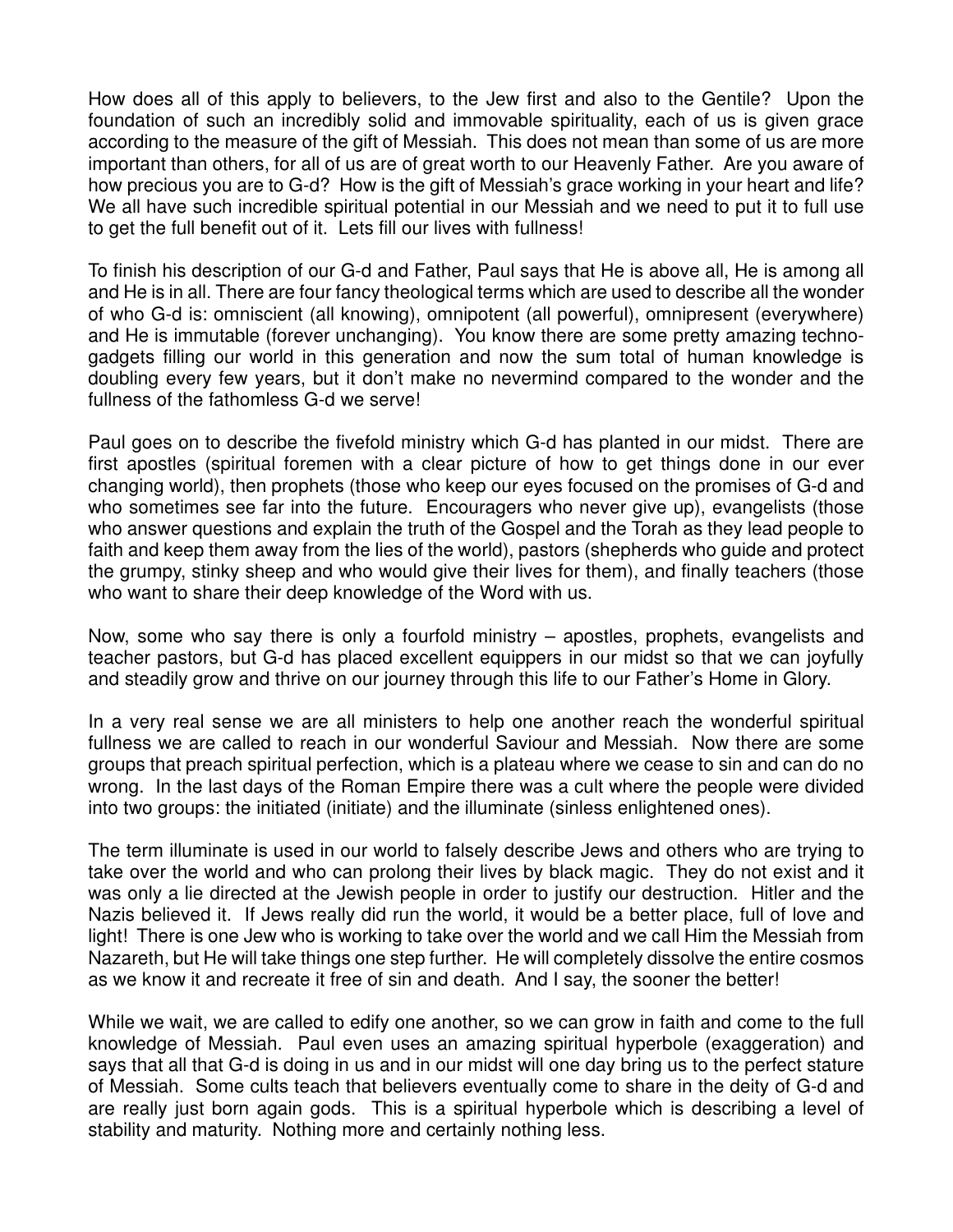How does all of this apply to believers, to the Jew first and also to the Gentile? Upon the foundation of such an incredibly solid and immovable spirituality, each of us is given grace according to the measure of the gift of Messiah. This does not mean than some of us are more important than others, for all of us are of great worth to our Heavenly Father. Are you aware of how precious you are to G-d? How is the gift of Messiah's grace working in your heart and life? We all have such incredible spiritual potential in our Messiah and we need to put it to full use to get the full benefit out of it. Lets fill our lives with fullness!

To finish his description of our G-d and Father, Paul says that He is above all, He is among all and He is in all. There are four fancy theological terms which are used to describe all the wonder of who G-d is: omniscient (all knowing), omnipotent (all powerful), omnipresent (everywhere) and He is immutable (forever unchanging). You know there are some pretty amazing techno-gadgets filling our world in this generation and now the sum total of human knowledge is doubling every few years, but it don't make no nevermind compared to the wonder and the fullness of the fathomless G-d we serve!

Paul goes on to describe the fivefold ministry which G-d has planted in our midst. There are first apostles (spiritual foremen with a clear picture of how to get things done in our ever changing world), then prophets (those who keep our eyes focused on the promises of G-d and who sometimes see far into the future. Encouragers who never give up), evangelists (those who answer questions and explain the truth of the Gospel and the Torah as they lead people to faith and keep them away from the lies of the world), pastors (shepherds who guide and protect the grumpy, stinky sheep and who would give their lives for them), and finally teachers (those who want to share their deep knowledge of the Word with us.

Now, some who say there is only a fourfold ministry – apostles, prophets, evangelists and teacher pastors, but G-d has placed excellent equippers in our midst so that we can joyfully and steadily grow and thrive on our journey through this life to our Father's Home in Glory.

In a very real sense we are all ministers to help one another reach the wonderful spiritual fullness we are called to reach in our wonderful Saviour and Messiah. Now there are some groups that preach spiritual perfection, which is a plateau where we cease to sin and can do no wrong. In the last days of the Roman Empire there was a cult where the people were divided into two groups: the initiated (initiate) and the illuminate (sinless enlightened ones).

The term illuminate is used in our world to falsely describe Jews and others who are trying to take over the world and who can prolong their lives by black magic. They do not exist and it was only a lie directed at the Jewish people in order to justify our destruction. Hitler and the Nazis believed it. If Jews really did run the world, it would be a better place, full of love and light! There is one Jew who is working to take over the world and we call Him the Messiah from Nazareth, but He will take things one step further. He will completely dissolve the entire cosmos as we know it and recreate it free of sin and death. And I say, the sooner the better!

While we wait, we are called to edify one another, so we can grow in faith and come to the full knowledge of Messiah. Paul even uses an amazing spiritual hyperbole (exaggeration) and says that all that G-d is doing in us and in our midst will one day bring us to the perfect stature of Messiah. Some cults teach that believers eventually come to share in the deity of G-d and are really just born again gods. This is a spiritual hyperbole which is describing a level of stability and maturity. Nothing more and certainly nothing less.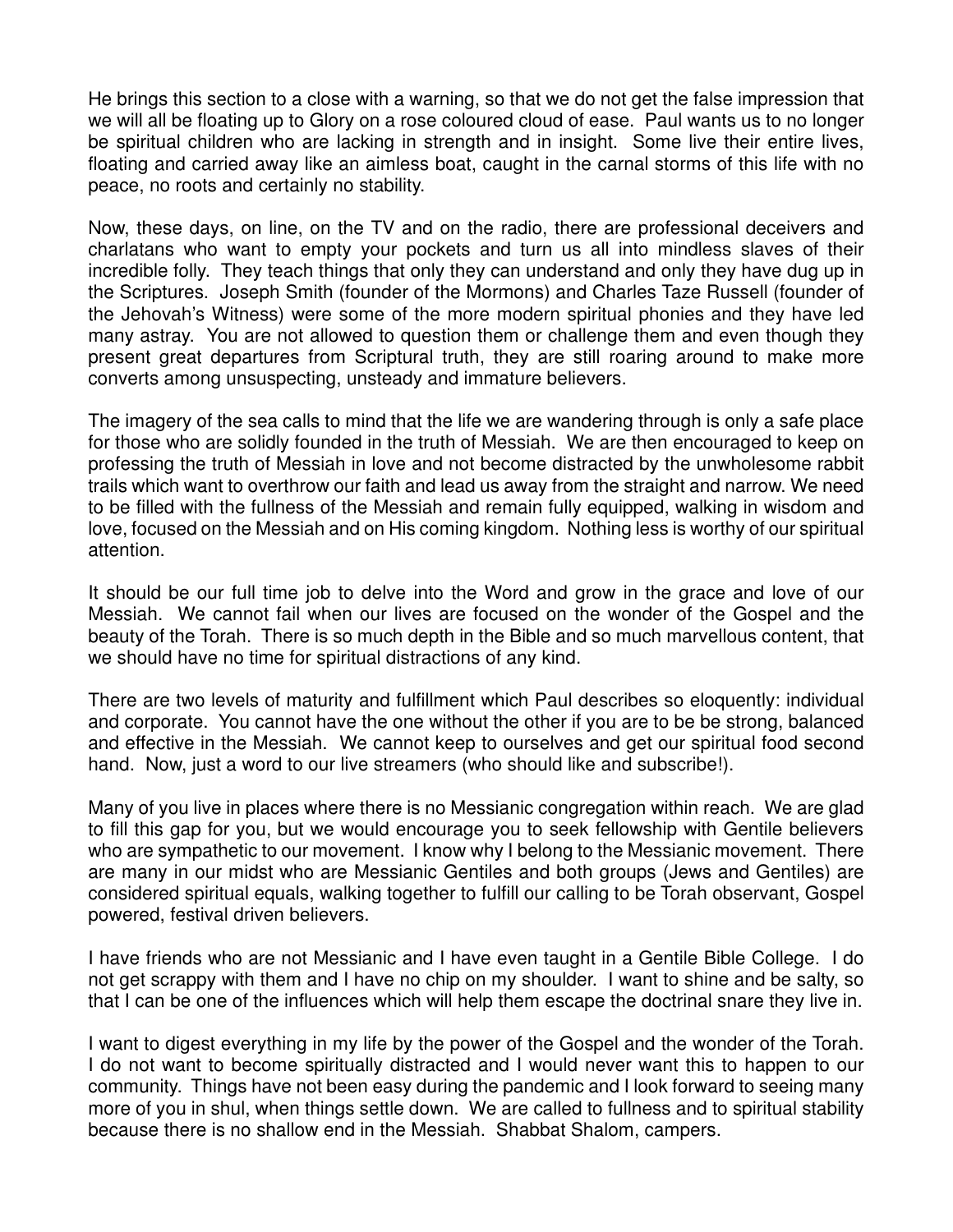He brings this section to a close with a warning, so that we do not get the false impression that we will all be floating up to Glory on a rose coloured cloud of ease. Paul wants us to no longer be spiritual children who are lacking in strength and in insight. Some live their entire lives, floating and carried away like an aimless boat, caught in the carnal storms of this life with no peace, no roots and certainly no stability.

Now, these days, on line, on the TV and on the radio, there are professional deceivers and charlatans who want to empty your pockets and turn us all into mindless slaves of their incredible folly. They teach things that only they can understand and only they have dug up in the Scriptures. Joseph Smith (founder of the Mormons) and Charles Taze Russell (founder of the Jehovah's Witness) were some of the more modern spiritual phonies and they have led many astray. You are not allowed to question them or challenge them and even though they present great departures from Scriptural truth, they are still roaring around to make more converts among unsuspecting, unsteady and immature believers.

The imagery of the sea calls to mind that the life we are wandering through is only a safe place for those who are solidly founded in the truth of Messiah. We are then encouraged to keep on professing the truth of Messiah in love and not become distracted by the unwholesome rabbit trails which want to overthrow our faith and lead us away from the straight and narrow. We need to be filled with the fullness of the Messiah and remain fully equipped, walking in wisdom and love, focused on the Messiah and on His coming kingdom. Nothing less is worthy of our spiritual attention.

It should be our full time job to delve into the Word and grow in the grace and love of our Messiah. We cannot fail when our lives are focused on the wonder of the Gospel and the beauty of the Torah. There is so much depth in the Bible and so much marvellous content, that we should have no time for spiritual distractions of any kind.

There are two levels of maturity and fulfillment which Paul describes so eloquently: individual and corporate. You cannot have the one without the other if you are to be be strong, balanced and effective in the Messiah. We cannot keep to ourselves and get our spiritual food second hand. Now, just a word to our live streamers (who should like and subscribe!).

Many of you live in places where there is no Messianic congregation within reach. We are glad to fill this gap for you, but we would encourage you to seek fellowship with Gentile believers who are sympathetic to our movement. I know why I belong to the Messianic movement. There are many in our midst who are Messianic Gentiles and both groups (Jews and Gentiles) are considered spiritual equals, walking together to fulfill our calling to be Torah observant, Gospel powered, festival driven believers.

I have friends who are not Messianic and I have even taught in a Gentile Bible College. I do not get scrappy with them and I have no chip on my shoulder. I want to shine and be salty, so that I can be one of the influences which will help them escape the doctrinal snare they live in.

I want to digest everything in my life by the power of the Gospel and the wonder of the Torah. I do not want to become spiritually distracted and I would never want this to happen to our community. Things have not been easy during the pandemic and I look forward to seeing many more of you in shul, when things settle down. We are called to fullness and to spiritual stability because there is no shallow end in the Messiah. Shabbat Shalom, campers.